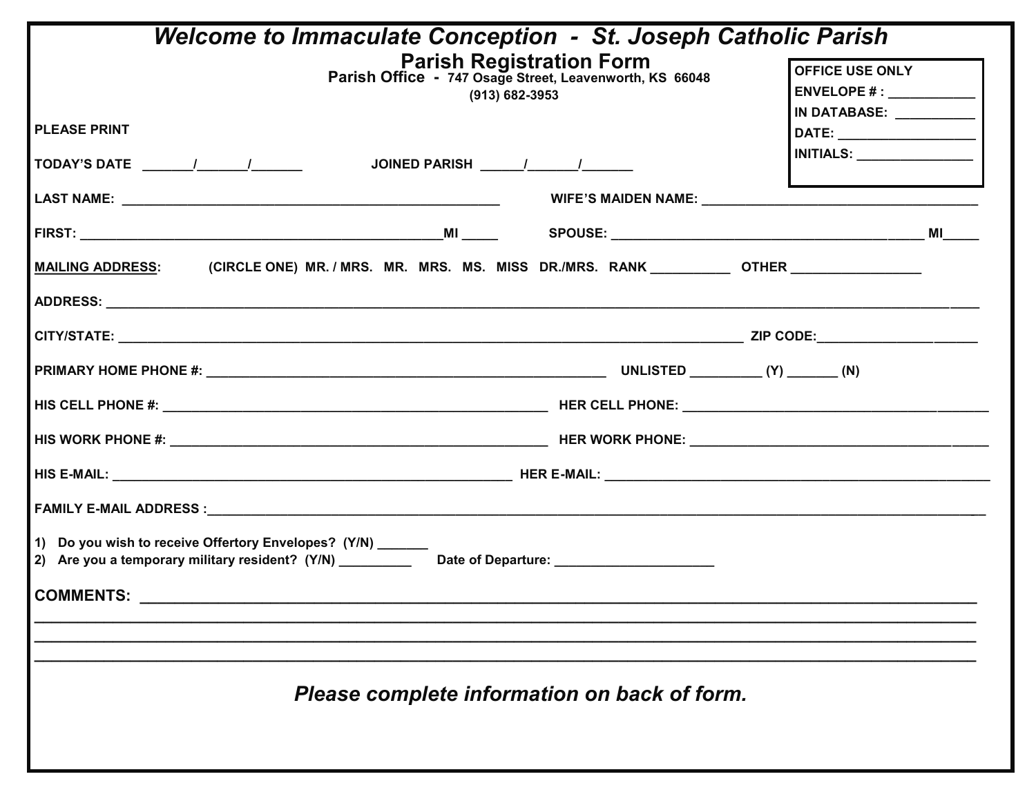# *Welcome to Immaculate Conception - St. Joseph Catholic Parish*

## Parish Registration Form

**Parish Office - 747 Osage Street, Leavenworth, KS 66048**

**(913) 682-3953**

| OFFICE USE ONLY |
|---|
| ENVELOPE # : ____________ |
| IN DATABASE: ___________ |
| DATE: __________________ |
| INITIALS: _______________ |

**PLEASE PRINT**

**TODAY'S DATE** _______/_______/_______ **JOINED PARISH** ______/_______/_______

**LAST NAME:** ____________________________________________________ **WIFE'S MAIDEN NAME:** ______________________________________

**FIRST:** ___________________________________________________**MI** _____ **SPOUSE:** ___________________________________________ **MI**_____

**MAILING ADDRESS:** (CIRCLE ONE) MR. / MRS. MR. MRS. MS. MISS DR./MRS. RANK ___________ OTHER __________________

**ADDRESS:** ______________________________________________________________________________________________________________

**CITY/STATE:** ___________________________________________________________________________________ **ZIP CODE:**______________________

**PRIMARY HOME PHONE #:** _______________________________________________________ **UNLISTED** __________ **(Y)** _______ **(N)**

**HIS CELL PHONE #:** _____________________________________________________ **HER CELL PHONE:** ________________________________________

**HIS WORK PHONE #:** ____________________________________________________ **HER WORK PHONE:** _______________________________________

**HIS E-MAIL:** _______________________________________________________ **HER E-MAIL:** ___________________________________________________

**FAMILY E-MAIL ADDRESS :**___________________________________________________________________________________________________

1) Do you wish to receive Offertory Envelopes? (Y/N) _______
2) Are you a temporary military resident? (Y/N) __________ Date of Departure: ______________________

**COMMENTS:** _______________________________________________________________________________________________
_____________________________________________________________________________________________________________
_____________________________________________________________________________________________________________
_____________________________________________________________________________________________________________

***Please complete information on back of form.***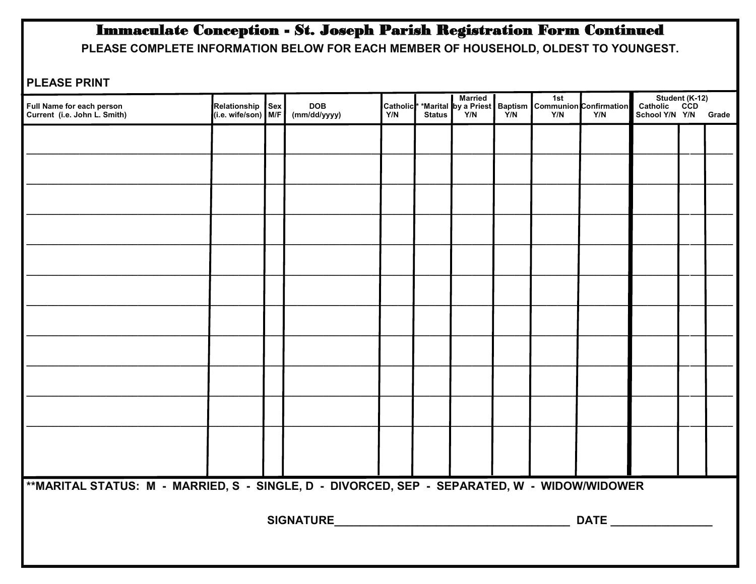# Immaculate Conception - St. Joseph Parish Registration Form Continued

**PLEASE COMPLETE INFORMATION BELOW FOR EACH MEMBER OF HOUSEHOLD, OLDEST TO YOUNGEST.**

**PLEASE PRINT**

| Full Name for each person Current (i.e. John L. Smith) | Relationship (i.e. wife/son) | Sex M/F | DOB (mm/dd/yyyy) | Catholic Y/N | **Marital Status | Married by a Priest Y/N | Baptism Y/N | 1st Communion Y/N | Confirmation Y/N | Student (K-12) Catholic School Y/N | CCD Y/N | Grade |
|---|---|---|---|---|---|---|---|---|---|---|---|---|
| | | | | | | | | | | | | |
| | | | | | | | | | | | | |
| | | | | | | | | | | | | |
| | | | | | | | | | | | | |
| | | | | | | | | | | | | |
| | | | | | | | | | | | | |
| | | | | | | | | | | | | |
| | | | | | | | | | | | | |
| | | | | | | | | | | | | |
| | | | | | | | | | | | | |
| | | | | | | | | | | | | |

**\*\*MARITAL STATUS: M - MARRIED, S - SINGLE, D - DIVORCED, SEP - SEPARATED, W - WIDOW/WIDOWER**

**SIGNATURE**_____________________________________ **DATE** _______________